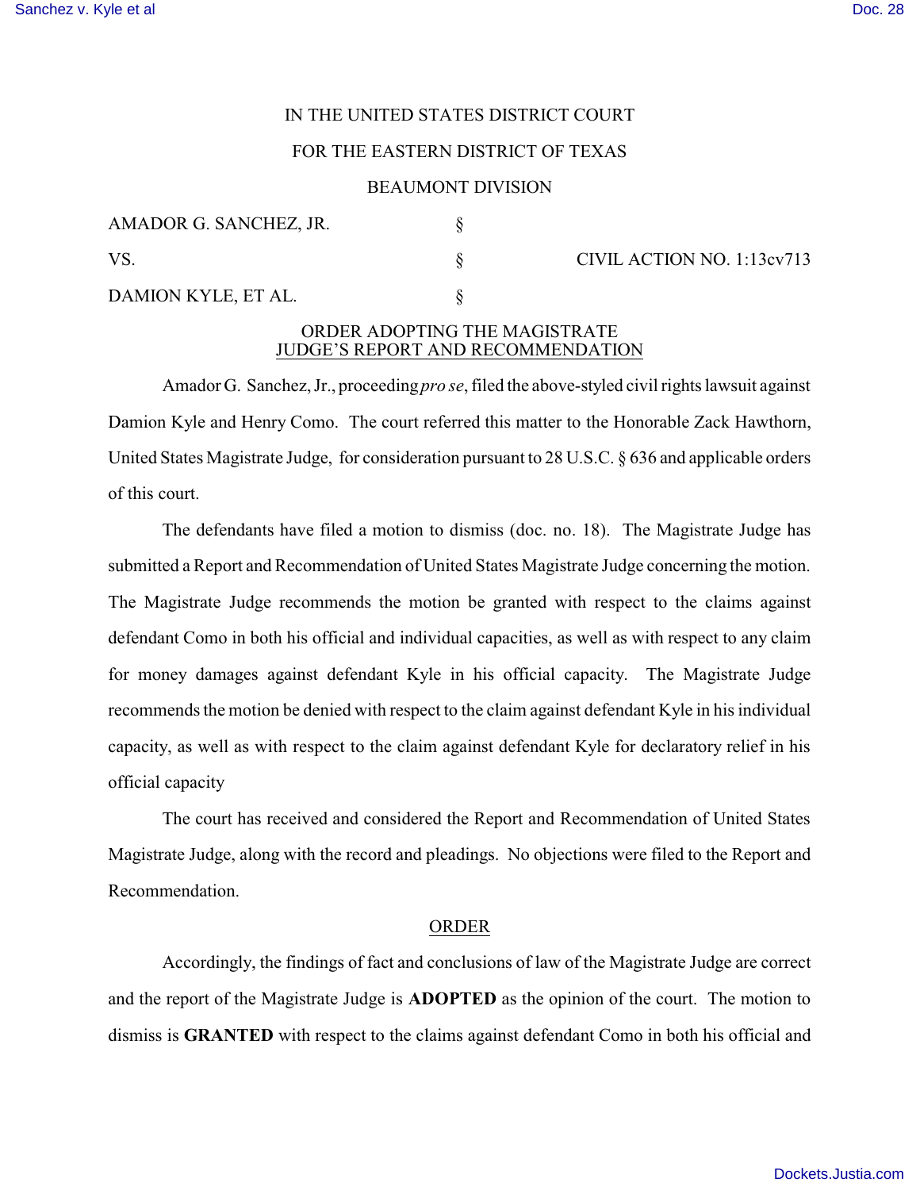IN THE UNITED STATES DISTRICT COURT

FOR THE EASTERN DISTRICT OF TEXAS

BEAUMONT DIVISION

| | | |
|---|---|---|
| AMADOR G. SANCHEZ, JR. | § | |
| VS. | § | CIVIL ACTION NO. 1:13cv713 |
| DAMION KYLE, ET AL. | § | |

ORDER ADOPTING THE MAGISTRATE JUDGE'S REPORT AND RECOMMENDATION

Amador G. Sanchez, Jr., proceeding *pro se*, filed the above-styled civil rights lawsuit against Damion Kyle and Henry Como. The court referred this matter to the Honorable Zack Hawthorn, United States Magistrate Judge, for consideration pursuant to 28 U.S.C. § 636 and applicable orders of this court.

The defendants have filed a motion to dismiss (doc. no. 18). The Magistrate Judge has submitted a Report and Recommendation of United States Magistrate Judge concerning the motion. The Magistrate Judge recommends the motion be granted with respect to the claims against defendant Como in both his official and individual capacities, as well as with respect to any claim for money damages against defendant Kyle in his official capacity. The Magistrate Judge recommends the motion be denied with respect to the claim against defendant Kyle in his individual capacity, as well as with respect to the claim against defendant Kyle for declaratory relief in his official capacity

The court has received and considered the Report and Recommendation of United States Magistrate Judge, along with the record and pleadings. No objections were filed to the Report and Recommendation.

ORDER

Accordingly, the findings of fact and conclusions of law of the Magistrate Judge are correct and the report of the Magistrate Judge is **ADOPTED** as the opinion of the court. The motion to dismiss is **GRANTED** with respect to the claims against defendant Como in both his official and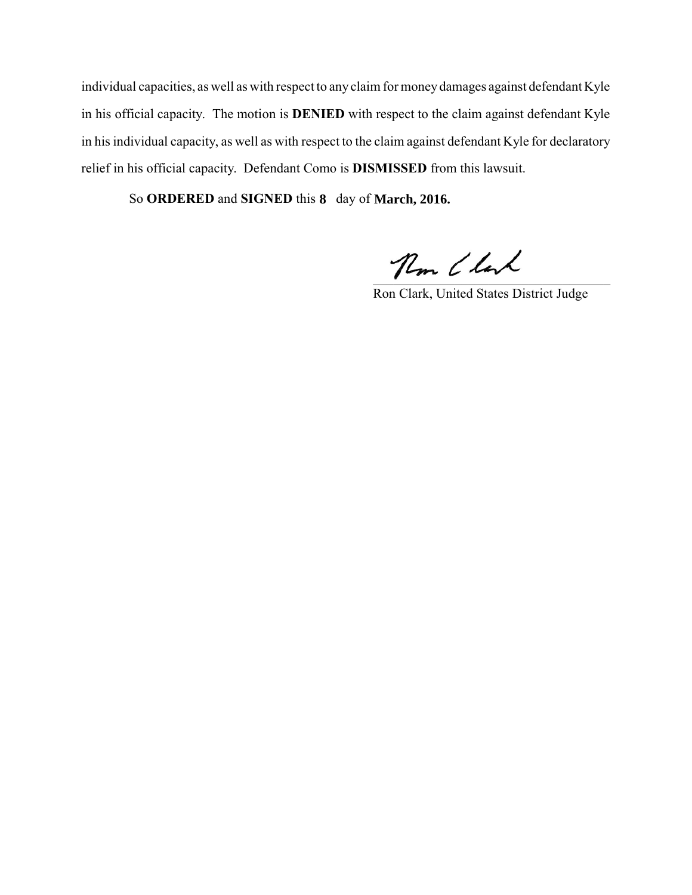individual capacities, as well as with respect to any claim for money damages against defendant Kyle in his official capacity. The motion is **DENIED** with respect to the claim against defendant Kyle in his individual capacity, as well as with respect to the claim against defendant Kyle for declaratory relief in his official capacity. Defendant Como is **DISMISSED** from this lawsuit.

So **ORDERED** and **SIGNED** this **8** day of **March, 2016.**

Ron Clark, United States District Judge